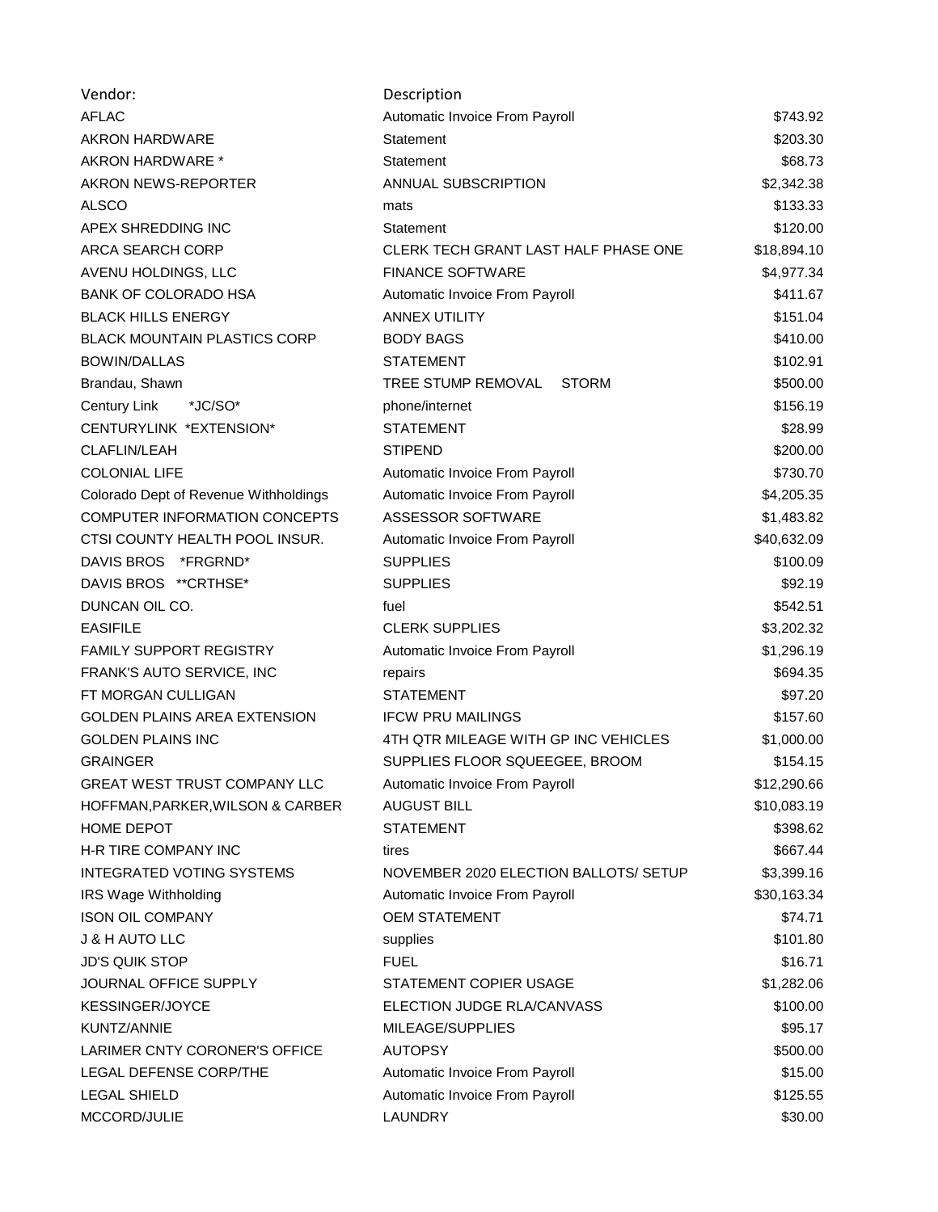| Vendor: | Description | |
|---|---|---|
| AFLAC | Automatic Invoice From Payroll | $743.92 |
| AKRON HARDWARE | Statement | $203.30 |
| AKRON HARDWARE * | Statement | $68.73 |
| AKRON NEWS-REPORTER | ANNUAL SUBSCRIPTION | $2,342.38 |
| ALSCO | mats | $133.33 |
| APEX SHREDDING INC | Statement | $120.00 |
| ARCA SEARCH CORP | CLERK TECH GRANT LAST HALF PHASE ONE | $18,894.10 |
| AVENU HOLDINGS, LLC | FINANCE SOFTWARE | $4,977.34 |
| BANK OF COLORADO HSA | Automatic Invoice From Payroll | $411.67 |
| BLACK HILLS ENERGY | ANNEX UTILITY | $151.04 |
| BLACK MOUNTAIN PLASTICS CORP | BODY BAGS | $410.00 |
| BOWIN/DALLAS | STATEMENT | $102.91 |
| Brandau, Shawn | TREE STUMP REMOVAL STORM | $500.00 |
| Century Link *JC/SO* | phone/internet | $156.19 |
| CENTURYLINK *EXTENSION* | STATEMENT | $28.99 |
| CLAFLIN/LEAH | STIPEND | $200.00 |
| COLONIAL LIFE | Automatic Invoice From Payroll | $730.70 |
| Colorado Dept of Revenue Withholdings | Automatic Invoice From Payroll | $4,205.35 |
| COMPUTER INFORMATION CONCEPTS | ASSESSOR SOFTWARE | $1,483.82 |
| CTSI COUNTY HEALTH POOL INSUR. | Automatic Invoice From Payroll | $40,632.09 |
| DAVIS BROS *FRGRND* | SUPPLIES | $100.09 |
| DAVIS BROS **CRTHSE* | SUPPLIES | $92.19 |
| DUNCAN OIL CO. | fuel | $542.51 |
| EASIFILE | CLERK SUPPLIES | $3,202.32 |
| FAMILY SUPPORT REGISTRY | Automatic Invoice From Payroll | $1,296.19 |
| FRANK'S AUTO SERVICE, INC | repairs | $694.35 |
| FT MORGAN CULLIGAN | STATEMENT | $97.20 |
| GOLDEN PLAINS AREA EXTENSION | IFCW PRU MAILINGS | $157.60 |
| GOLDEN PLAINS INC | 4TH QTR MILEAGE WITH GP INC VEHICLES | $1,000.00 |
| GRAINGER | SUPPLIES FLOOR SQUEEGEE, BROOM | $154.15 |
| GREAT WEST TRUST COMPANY LLC | Automatic Invoice From Payroll | $12,290.66 |
| HOFFMAN,PARKER,WILSON & CARBER | AUGUST BILL | $10,083.19 |
| HOME DEPOT | STATEMENT | $398.62 |
| H-R TIRE COMPANY INC | tires | $667.44 |
| INTEGRATED VOTING SYSTEMS | NOVEMBER 2020 ELECTION BALLOTS/ SETUP | $3,399.16 |
| IRS Wage Withholding | Automatic Invoice From Payroll | $30,163.34 |
| ISON OIL COMPANY | OEM STATEMENT | $74.71 |
| J & H AUTO LLC | supplies | $101.80 |
| JD'S QUIK STOP | FUEL | $16.71 |
| JOURNAL OFFICE SUPPLY | STATEMENT COPIER USAGE | $1,282.06 |
| KESSINGER/JOYCE | ELECTION JUDGE RLA/CANVASS | $100.00 |
| KUNTZ/ANNIE | MILEAGE/SUPPLIES | $95.17 |
| LARIMER CNTY CORONER'S OFFICE | AUTOPSY | $500.00 |
| LEGAL DEFENSE CORP/THE | Automatic Invoice From Payroll | $15.00 |
| LEGAL SHIELD | Automatic Invoice From Payroll | $125.55 |
| MCCORD/JULIE | LAUNDRY | $30.00 |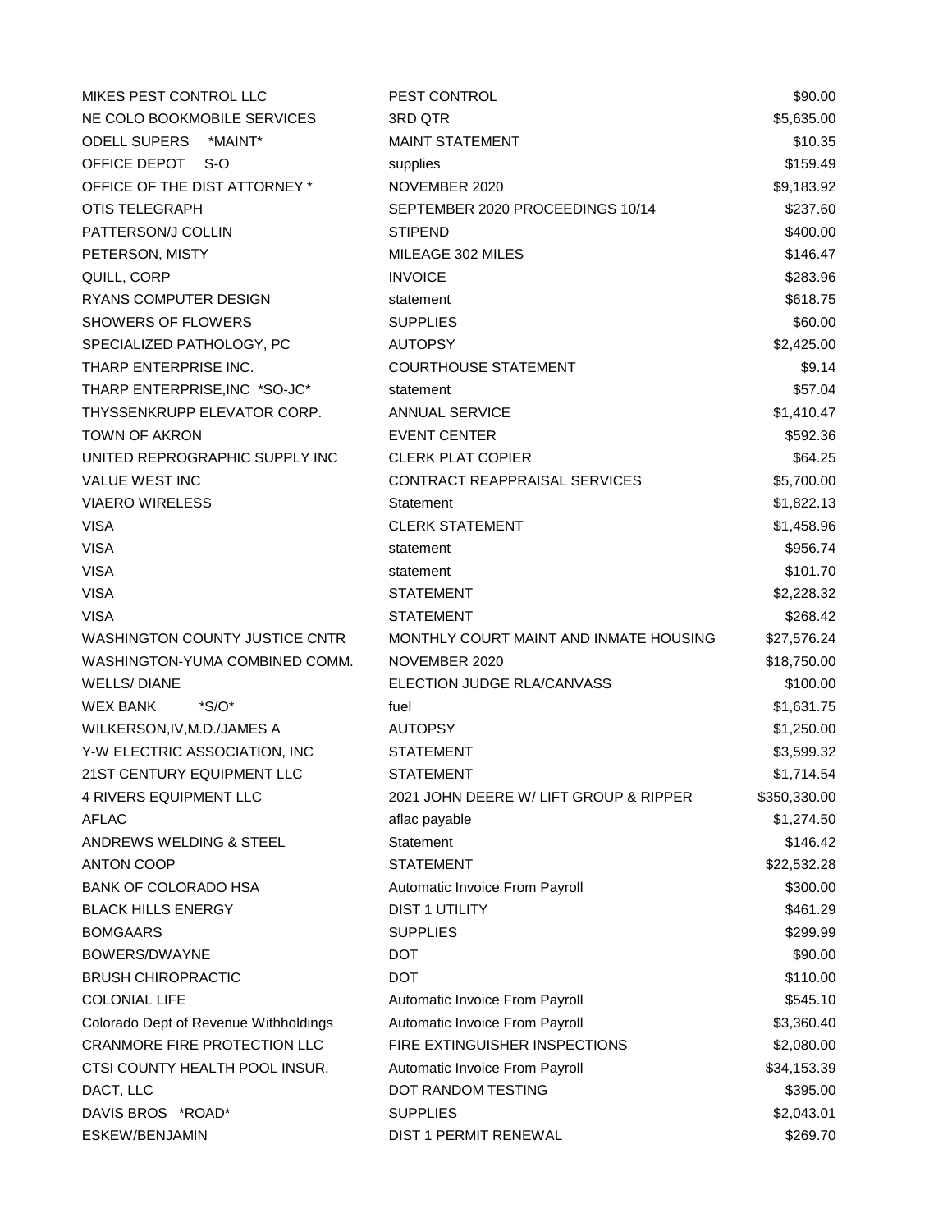| | | |
|---|---|---|
| MIKES PEST CONTROL LLC | PEST CONTROL | $90.00 |
| NE COLO BOOKMOBILE SERVICES | 3RD QTR | $5,635.00 |
| ODELL SUPERS *MAINT* | MAINT STATEMENT | $10.35 |
| OFFICE DEPOT S-O | supplies | $159.49 |
| OFFICE OF THE DIST ATTORNEY * | NOVEMBER 2020 | $9,183.92 |
| OTIS TELEGRAPH | SEPTEMBER 2020 PROCEEDINGS 10/14 | $237.60 |
| PATTERSON/J COLLIN | STIPEND | $400.00 |
| PETERSON, MISTY | MILEAGE 302 MILES | $146.47 |
| QUILL, CORP | INVOICE | $283.96 |
| RYANS COMPUTER DESIGN | statement | $618.75 |
| SHOWERS OF FLOWERS | SUPPLIES | $60.00 |
| SPECIALIZED PATHOLOGY, PC | AUTOPSY | $2,425.00 |
| THARP ENTERPRISE INC. | COURTHOUSE STATEMENT | $9.14 |
| THARP ENTERPRISE,INC *SO-JC* | statement | $57.04 |
| THYSSENKRUPP ELEVATOR CORP. | ANNUAL SERVICE | $1,410.47 |
| TOWN OF AKRON | EVENT CENTER | $592.36 |
| UNITED REPROGRAPHIC SUPPLY INC | CLERK PLAT COPIER | $64.25 |
| VALUE WEST INC | CONTRACT REAPPRAISAL SERVICES | $5,700.00 |
| VIAERO WIRELESS | Statement | $1,822.13 |
| VISA | CLERK STATEMENT | $1,458.96 |
| VISA | statement | $956.74 |
| VISA | statement | $101.70 |
| VISA | STATEMENT | $2,228.32 |
| VISA | STATEMENT | $268.42 |
| WASHINGTON COUNTY JUSTICE CNTR | MONTHLY COURT MAINT AND INMATE HOUSING | $27,576.24 |
| WASHINGTON-YUMA COMBINED COMM. | NOVEMBER 2020 | $18,750.00 |
| WELLS/ DIANE | ELECTION JUDGE RLA/CANVASS | $100.00 |
| WEX BANK *S/O* | fuel | $1,631.75 |
| WILKERSON,IV,M.D./JAMES A | AUTOPSY | $1,250.00 |
| Y-W ELECTRIC ASSOCIATION, INC | STATEMENT | $3,599.32 |
| 21ST CENTURY EQUIPMENT LLC | STATEMENT | $1,714.54 |
| 4 RIVERS EQUIPMENT LLC | 2021 JOHN DEERE W/ LIFT GROUP & RIPPER | $350,330.00 |
| AFLAC | aflac payable | $1,274.50 |
| ANDREWS WELDING & STEEL | Statement | $146.42 |
| ANTON COOP | STATEMENT | $22,532.28 |
| BANK OF COLORADO HSA | Automatic Invoice From Payroll | $300.00 |
| BLACK HILLS ENERGY | DIST 1 UTILITY | $461.29 |
| BOMGAARS | SUPPLIES | $299.99 |
| BOWERS/DWAYNE | DOT | $90.00 |
| BRUSH CHIROPRACTIC | DOT | $110.00 |
| COLONIAL LIFE | Automatic Invoice From Payroll | $545.10 |
| Colorado Dept of Revenue Withholdings | Automatic Invoice From Payroll | $3,360.40 |
| CRANMORE FIRE PROTECTION LLC | FIRE EXTINGUISHER INSPECTIONS | $2,080.00 |
| CTSI COUNTY HEALTH POOL INSUR. | Automatic Invoice From Payroll | $34,153.39 |
| DACT, LLC | DOT RANDOM TESTING | $395.00 |
| DAVIS BROS *ROAD* | SUPPLIES | $2,043.01 |
| ESKEW/BENJAMIN | DIST 1 PERMIT RENEWAL | $269.70 |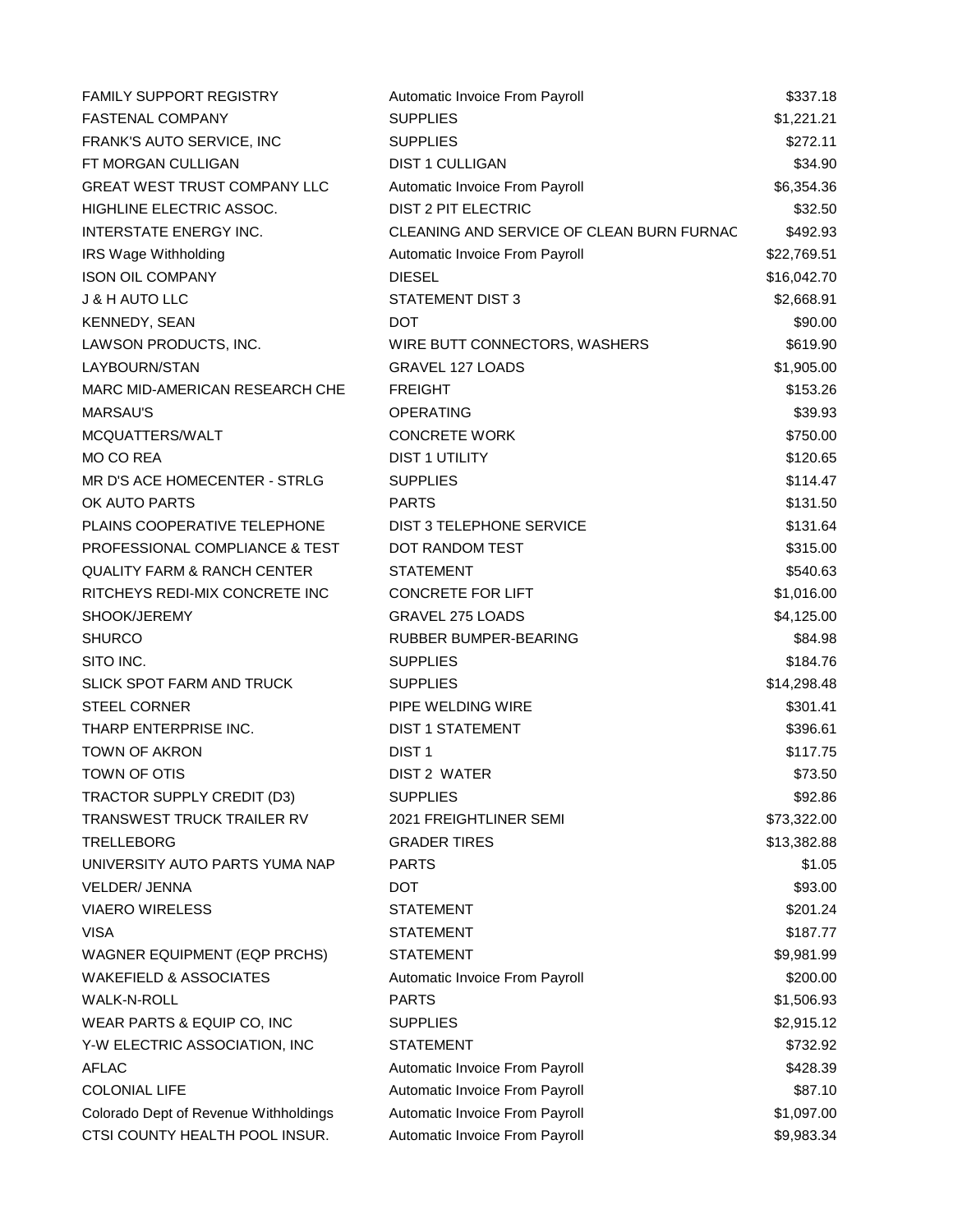| | | |
|---|---|---|
| FAMILY SUPPORT REGISTRY | Automatic Invoice From Payroll | $337.18 |
| FASTENAL COMPANY | SUPPLIES | $1,221.21 |
| FRANK'S AUTO SERVICE, INC | SUPPLIES | $272.11 |
| FT MORGAN CULLIGAN | DIST 1 CULLIGAN | $34.90 |
| GREAT WEST TRUST COMPANY LLC | Automatic Invoice From Payroll | $6,354.36 |
| HIGHLINE ELECTRIC ASSOC. | DIST 2 PIT ELECTRIC | $32.50 |
| INTERSTATE ENERGY INC. | CLEANING AND SERVICE OF CLEAN BURN FURNAC | $492.93 |
| IRS Wage Withholding | Automatic Invoice From Payroll | $22,769.51 |
| ISON OIL COMPANY | DIESEL | $16,042.70 |
| J & H AUTO LLC | STATEMENT DIST 3 | $2,668.91 |
| KENNEDY, SEAN | DOT | $90.00 |
| LAWSON PRODUCTS, INC. | WIRE BUTT CONNECTORS, WASHERS | $619.90 |
| LAYBOURN/STAN | GRAVEL 127 LOADS | $1,905.00 |
| MARC MID-AMERICAN RESEARCH CHE | FREIGHT | $153.26 |
| MARSAU'S | OPERATING | $39.93 |
| MCQUATTERS/WALT | CONCRETE WORK | $750.00 |
| MO CO REA | DIST 1 UTILITY | $120.65 |
| MR D'S ACE HOMECENTER - STRLG | SUPPLIES | $114.47 |
| OK AUTO PARTS | PARTS | $131.50 |
| PLAINS COOPERATIVE TELEPHONE | DIST 3 TELEPHONE SERVICE | $131.64 |
| PROFESSIONAL COMPLIANCE & TEST | DOT RANDOM TEST | $315.00 |
| QUALITY FARM & RANCH CENTER | STATEMENT | $540.63 |
| RITCHEYS REDI-MIX CONCRETE INC | CONCRETE FOR LIFT | $1,016.00 |
| SHOOK/JEREMY | GRAVEL 275 LOADS | $4,125.00 |
| SHURCO | RUBBER BUMPER-BEARING | $84.98 |
| SITO INC. | SUPPLIES | $184.76 |
| SLICK SPOT FARM AND TRUCK | SUPPLIES | $14,298.48 |
| STEEL CORNER | PIPE WELDING WIRE | $301.41 |
| THARP ENTERPRISE INC. | DIST 1 STATEMENT | $396.61 |
| TOWN OF AKRON | DIST 1 | $117.75 |
| TOWN OF OTIS | DIST 2 WATER | $73.50 |
| TRACTOR SUPPLY CREDIT (D3) | SUPPLIES | $92.86 |
| TRANSWEST TRUCK TRAILER RV | 2021 FREIGHTLINER SEMI | $73,322.00 |
| TRELLEBORG | GRADER TIRES | $13,382.88 |
| UNIVERSITY AUTO PARTS YUMA NAP | PARTS | $1.05 |
| VELDER/ JENNA | DOT | $93.00 |
| VIAERO WIRELESS | STATEMENT | $201.24 |
| VISA | STATEMENT | $187.77 |
| WAGNER EQUIPMENT (EQP PRCHS) | STATEMENT | $9,981.99 |
| WAKEFIELD & ASSOCIATES | Automatic Invoice From Payroll | $200.00 |
| WALK-N-ROLL | PARTS | $1,506.93 |
| WEAR PARTS & EQUIP CO, INC | SUPPLIES | $2,915.12 |
| Y-W ELECTRIC ASSOCIATION, INC | STATEMENT | $732.92 |
| AFLAC | Automatic Invoice From Payroll | $428.39 |
| COLONIAL LIFE | Automatic Invoice From Payroll | $87.10 |
| Colorado Dept of Revenue Withholdings | Automatic Invoice From Payroll | $1,097.00 |
| CTSI COUNTY HEALTH POOL INSUR. | Automatic Invoice From Payroll | $9,983.34 |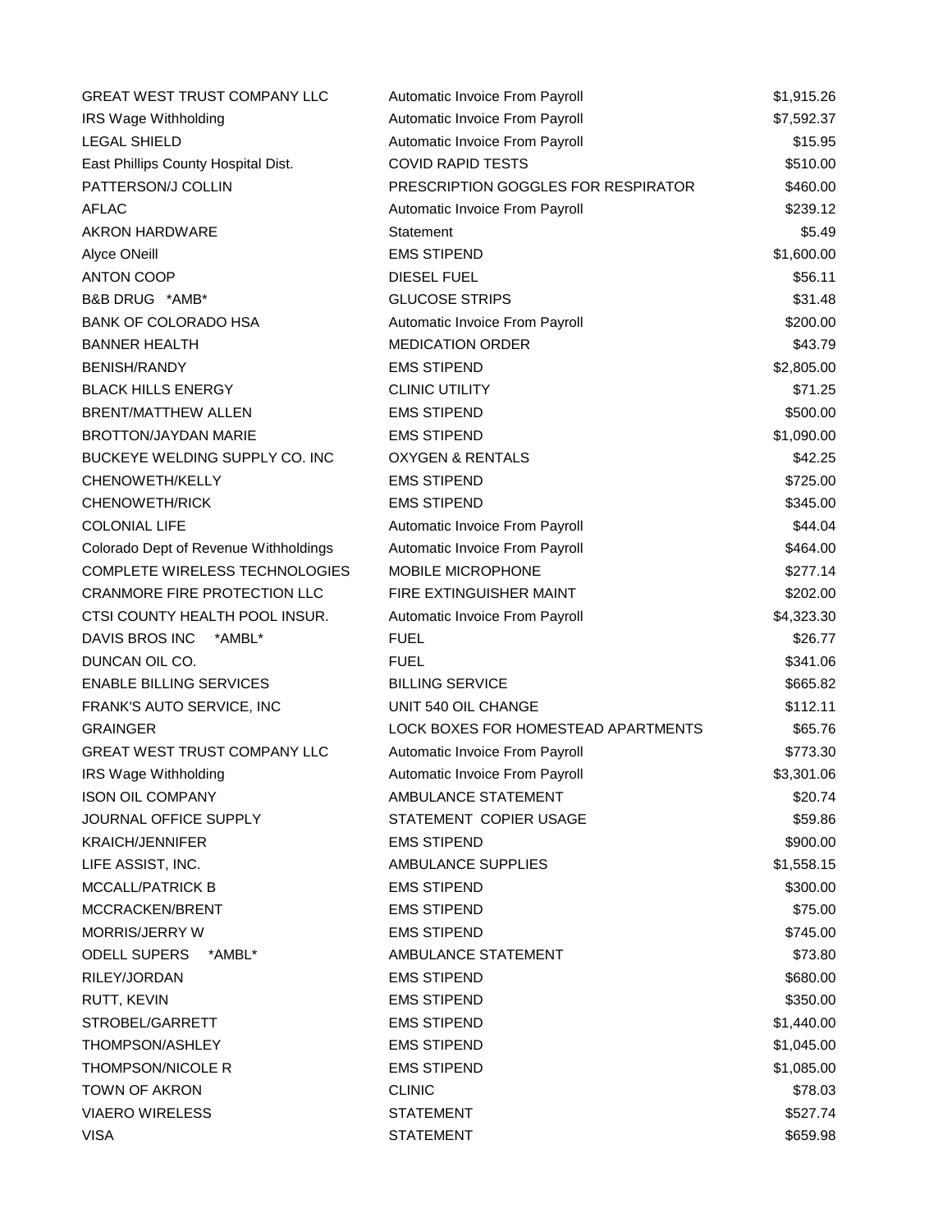| | | |
|---|---|---|
| GREAT WEST TRUST COMPANY LLC | Automatic Invoice From Payroll | $1,915.26 |
| IRS Wage Withholding | Automatic Invoice From Payroll | $7,592.37 |
| LEGAL SHIELD | Automatic Invoice From Payroll | $15.95 |
| East Phillips County Hospital Dist. | COVID RAPID TESTS | $510.00 |
| PATTERSON/J COLLIN | PRESCRIPTION GOGGLES FOR RESPIRATOR | $460.00 |
| AFLAC | Automatic Invoice From Payroll | $239.12 |
| AKRON HARDWARE | Statement | $5.49 |
| Alyce ONeill | EMS STIPEND | $1,600.00 |
| ANTON COOP | DIESEL FUEL | $56.11 |
| B&B DRUG *AMB* | GLUCOSE STRIPS | $31.48 |
| BANK OF COLORADO HSA | Automatic Invoice From Payroll | $200.00 |
| BANNER HEALTH | MEDICATION ORDER | $43.79 |
| BENISH/RANDY | EMS STIPEND | $2,805.00 |
| BLACK HILLS ENERGY | CLINIC UTILITY | $71.25 |
| BRENT/MATTHEW ALLEN | EMS STIPEND | $500.00 |
| BROTTON/JAYDAN MARIE | EMS STIPEND | $1,090.00 |
| BUCKEYE WELDING SUPPLY CO. INC | OXYGEN & RENTALS | $42.25 |
| CHENOWETH/KELLY | EMS STIPEND | $725.00 |
| CHENOWETH/RICK | EMS STIPEND | $345.00 |
| COLONIAL LIFE | Automatic Invoice From Payroll | $44.04 |
| Colorado Dept of Revenue Withholdings | Automatic Invoice From Payroll | $464.00 |
| COMPLETE WIRELESS TECHNOLOGIES | MOBILE MICROPHONE | $277.14 |
| CRANMORE FIRE PROTECTION LLC | FIRE EXTINGUISHER MAINT | $202.00 |
| CTSI COUNTY HEALTH POOL INSUR. | Automatic Invoice From Payroll | $4,323.30 |
| DAVIS BROS INC *AMBL* | FUEL | $26.77 |
| DUNCAN OIL CO. | FUEL | $341.06 |
| ENABLE BILLING SERVICES | BILLING SERVICE | $665.82 |
| FRANK'S AUTO SERVICE, INC | UNIT 540 OIL CHANGE | $112.11 |
| GRAINGER | LOCK BOXES FOR HOMESTEAD APARTMENTS | $65.76 |
| GREAT WEST TRUST COMPANY LLC | Automatic Invoice From Payroll | $773.30 |
| IRS Wage Withholding | Automatic Invoice From Payroll | $3,301.06 |
| ISON OIL COMPANY | AMBULANCE STATEMENT | $20.74 |
| JOURNAL OFFICE SUPPLY | STATEMENT COPIER USAGE | $59.86 |
| KRAICH/JENNIFER | EMS STIPEND | $900.00 |
| LIFE ASSIST, INC. | AMBULANCE SUPPLIES | $1,558.15 |
| MCCALL/PATRICK B | EMS STIPEND | $300.00 |
| MCCRACKEN/BRENT | EMS STIPEND | $75.00 |
| MORRIS/JERRY W | EMS STIPEND | $745.00 |
| ODELL SUPERS *AMBL* | AMBULANCE STATEMENT | $73.80 |
| RILEY/JORDAN | EMS STIPEND | $680.00 |
| RUTT, KEVIN | EMS STIPEND | $350.00 |
| STROBEL/GARRETT | EMS STIPEND | $1,440.00 |
| THOMPSON/ASHLEY | EMS STIPEND | $1,045.00 |
| THOMPSON/NICOLE R | EMS STIPEND | $1,085.00 |
| TOWN OF AKRON | CLINIC | $78.03 |
| VIAERO WIRELESS | STATEMENT | $527.74 |
| VISA | STATEMENT | $659.98 |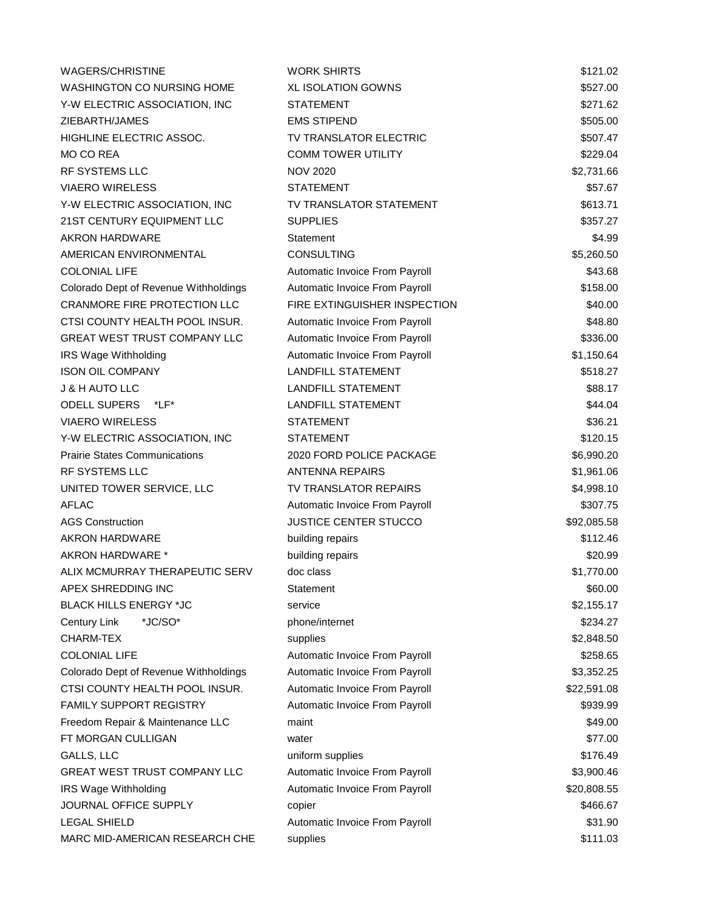| | | |
|---|---|---|
| WAGERS/CHRISTINE | WORK SHIRTS | $121.02 |
| WASHINGTON CO NURSING HOME | XL ISOLATION GOWNS | $527.00 |
| Y-W ELECTRIC ASSOCIATION, INC | STATEMENT | $271.62 |
| ZIEBARTH/JAMES | EMS STIPEND | $505.00 |
| HIGHLINE ELECTRIC ASSOC. | TV TRANSLATOR ELECTRIC | $507.47 |
| MO CO REA | COMM TOWER UTILITY | $229.04 |
| RF SYSTEMS LLC | NOV 2020 | $2,731.66 |
| VIAERO WIRELESS | STATEMENT | $57.67 |
| Y-W ELECTRIC ASSOCIATION, INC | TV TRANSLATOR STATEMENT | $613.71 |
| 21ST CENTURY EQUIPMENT LLC | SUPPLIES | $357.27 |
| AKRON HARDWARE | Statement | $4.99 |
| AMERICAN ENVIRONMENTAL | CONSULTING | $5,260.50 |
| COLONIAL LIFE | Automatic Invoice From Payroll | $43.68 |
| Colorado Dept of Revenue Withholdings | Automatic Invoice From Payroll | $158.00 |
| CRANMORE FIRE PROTECTION LLC | FIRE EXTINGUISHER INSPECTION | $40.00 |
| CTSI COUNTY HEALTH POOL INSUR. | Automatic Invoice From Payroll | $48.80 |
| GREAT WEST TRUST COMPANY LLC | Automatic Invoice From Payroll | $336.00 |
| IRS Wage Withholding | Automatic Invoice From Payroll | $1,150.64 |
| ISON OIL COMPANY | LANDFILL STATEMENT | $518.27 |
| J & H AUTO LLC | LANDFILL STATEMENT | $88.17 |
| ODELL SUPERS *LF* | LANDFILL STATEMENT | $44.04 |
| VIAERO WIRELESS | STATEMENT | $36.21 |
| Y-W ELECTRIC ASSOCIATION, INC | STATEMENT | $120.15 |
| Prairie States Communications | 2020 FORD POLICE PACKAGE | $6,990.20 |
| RF SYSTEMS LLC | ANTENNA REPAIRS | $1,961.06 |
| UNITED TOWER SERVICE, LLC | TV TRANSLATOR REPAIRS | $4,998.10 |
| AFLAC | Automatic Invoice From Payroll | $307.75 |
| AGS Construction | JUSTICE CENTER STUCCO | $92,085.58 |
| AKRON HARDWARE | building repairs | $112.46 |
| AKRON HARDWARE * | building repairs | $20.99 |
| ALIX MCMURRAY THERAPEUTIC SERV | doc class | $1,770.00 |
| APEX SHREDDING INC | Statement | $60.00 |
| BLACK HILLS ENERGY *JC | service | $2,155.17 |
| Century Link *JC/SO* | phone/internet | $234.27 |
| CHARM-TEX | supplies | $2,848.50 |
| COLONIAL LIFE | Automatic Invoice From Payroll | $258.65 |
| Colorado Dept of Revenue Withholdings | Automatic Invoice From Payroll | $3,352.25 |
| CTSI COUNTY HEALTH POOL INSUR. | Automatic Invoice From Payroll | $22,591.08 |
| FAMILY SUPPORT REGISTRY | Automatic Invoice From Payroll | $939.99 |
| Freedom Repair & Maintenance LLC | maint | $49.00 |
| FT MORGAN CULLIGAN | water | $77.00 |
| GALLS, LLC | uniform supplies | $176.49 |
| GREAT WEST TRUST COMPANY LLC | Automatic Invoice From Payroll | $3,900.46 |
| IRS Wage Withholding | Automatic Invoice From Payroll | $20,808.55 |
| JOURNAL OFFICE SUPPLY | copier | $466.67 |
| LEGAL SHIELD | Automatic Invoice From Payroll | $31.90 |
| MARC MID-AMERICAN RESEARCH CHE | supplies | $111.03 |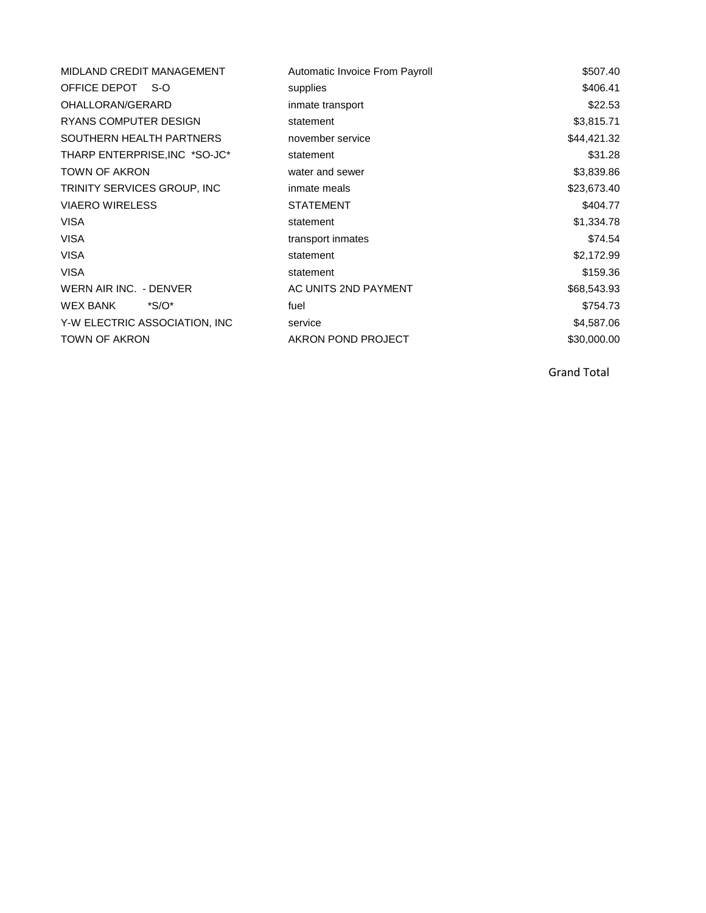| | | |
|---|---|---|
| MIDLAND CREDIT MANAGEMENT | Automatic Invoice From Payroll | $507.40 |
| OFFICE DEPOT S-O | supplies | $406.41 |
| OHALLORAN/GERARD | inmate transport | $22.53 |
| RYANS COMPUTER DESIGN | statement | $3,815.71 |
| SOUTHERN HEALTH PARTNERS | november service | $44,421.32 |
| THARP ENTERPRISE,INC *SO-JC* | statement | $31.28 |
| TOWN OF AKRON | water and sewer | $3,839.86 |
| TRINITY SERVICES GROUP, INC | inmate meals | $23,673.40 |
| VIAERO WIRELESS | STATEMENT | $404.77 |
| VISA | statement | $1,334.78 |
| VISA | transport inmates | $74.54 |
| VISA | statement | $2,172.99 |
| VISA | statement | $159.36 |
| WERN AIR INC. - DENVER | AC UNITS 2ND PAYMENT | $68,543.93 |
| WEX BANK *S/O* | fuel | $754.73 |
| Y-W ELECTRIC ASSOCIATION, INC | service | $4,587.06 |
| TOWN OF AKRON | AKRON POND PROJECT | $30,000.00 |
| | | Grand Total |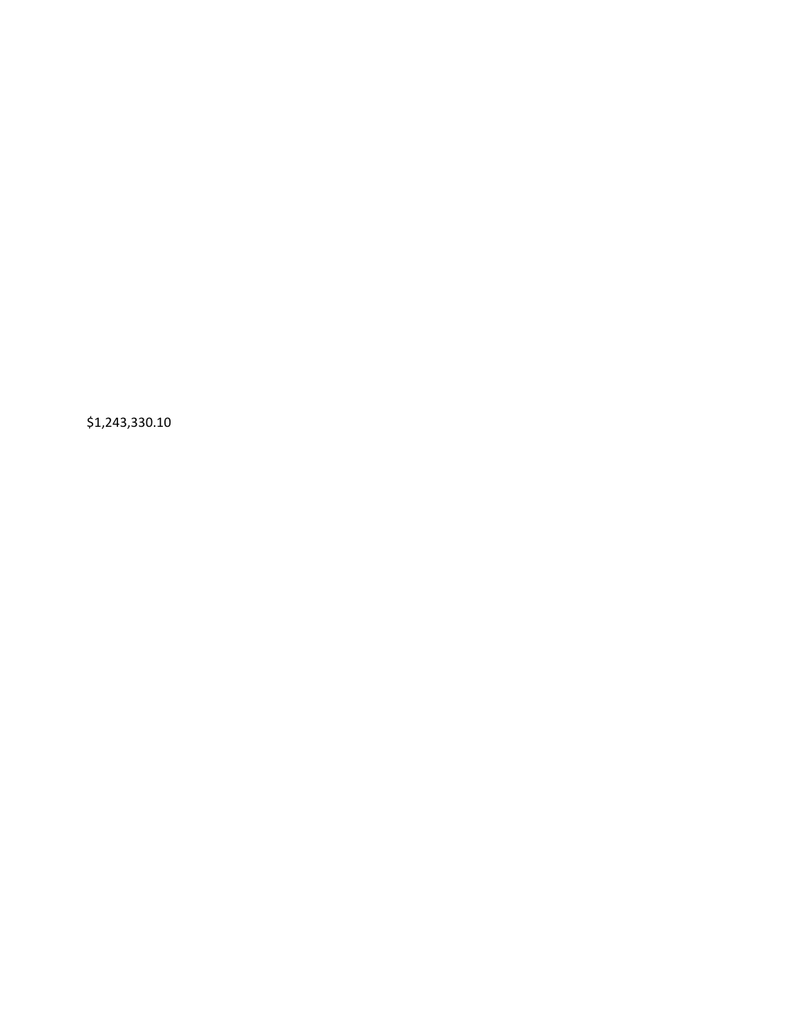$1,243,330.10